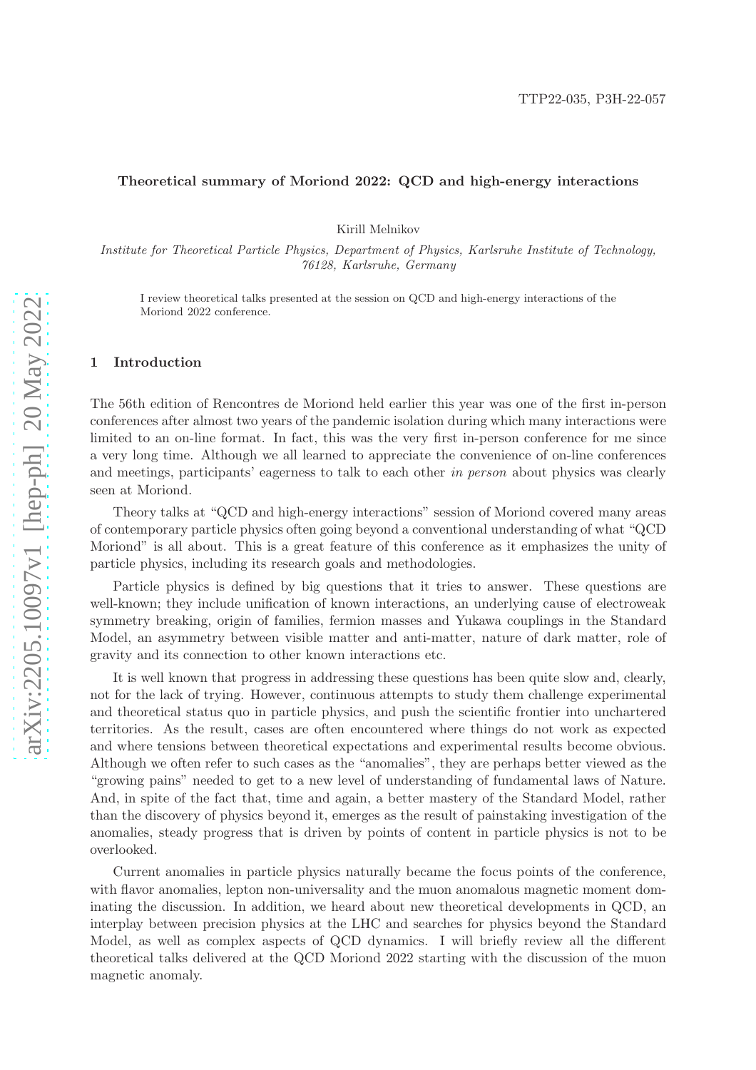TTP22-035, P3H-22-057

# Theoretical summary of Moriond 2022: QCD and high-energy interactions

Kirill Melnikov

*Institute for Theoretical Particle Physics, Department of Physics, Karlsruhe Institute of Technology, 76128, Karlsruhe, Germany*

I review theoretical talks presented at the session on QCD and high-energy interactions of the Moriond 2022 conference.

## 1 Introduction

The 56th edition of Rencontres de Moriond held earlier this year was one of the first in-person conferences after almost two years of the pandemic isolation during which many interactions were limited to an on-line format. In fact, this was the very first in-person conference for me since a very long time. Although we all learned to appreciate the convenience of on-line conferences and meetings, participants' eagerness to talk to each other *in person* about physics was clearly seen at Moriond.

Theory talks at "QCD and high-energy interactions" session of Moriond covered many areas of contemporary particle physics often going beyond a conventional understanding of what "QCD Moriond" is all about. This is a great feature of this conference as it emphasizes the unity of particle physics, including its research goals and methodologies.

Particle physics is defined by big questions that it tries to answer. These questions are well-known; they include unification of known interactions, an underlying cause of electroweak symmetry breaking, origin of families, fermion masses and Yukawa couplings in the Standard Model, an asymmetry between visible matter and anti-matter, nature of dark matter, role of gravity and its connection to other known interactions etc.

It is well known that progress in addressing these questions has been quite slow and, clearly, not for the lack of trying. However, continuous attempts to study them challenge experimental and theoretical status quo in particle physics, and push the scientific frontier into unchartered territories. As the result, cases are often encountered where things do not work as expected and where tensions between theoretical expectations and experimental results become obvious. Although we often refer to such cases as the "anomalies", they are perhaps better viewed as the "growing pains" needed to get to a new level of understanding of fundamental laws of Nature. And, in spite of the fact that, time and again, a better mastery of the Standard Model, rather than the discovery of physics beyond it, emerges as the result of painstaking investigation of the anomalies, steady progress that is driven by points of content in particle physics is not to be overlooked.

Current anomalies in particle physics naturally became the focus points of the conference, with flavor anomalies, lepton non-universality and the muon anomalous magnetic moment dominating the discussion. In addition, we heard about new theoretical developments in QCD, an interplay between precision physics at the LHC and searches for physics beyond the Standard Model, as well as complex aspects of QCD dynamics. I will briefly review all the different theoretical talks delivered at the QCD Moriond 2022 starting with the discussion of the muon magnetic anomaly.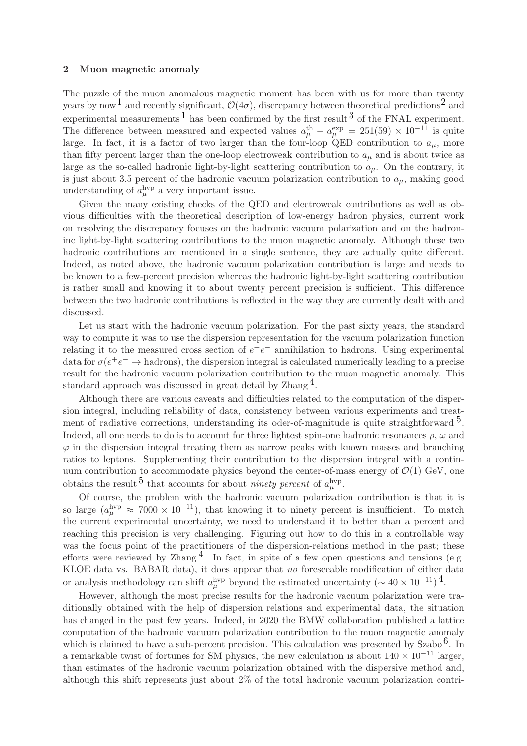## 2 Muon magnetic anomaly

The puzzle of the muon anomalous magnetic moment has been with us for more than twenty years by now[1] and recently significant, $\mathcal{O}(4\sigma)$, discrepancy between theoretical predictions[2] and experimental measurements[1] has been confirmed by the first result[3] of the FNAL experiment. The difference between measured and expected values $a_\mu^{\rm th} - a_\mu^{\rm exp} = 251(59) \times 10^{-11}$ is quite large. In fact, it is a factor of two larger than the four-loop QED contribution to $a_\mu$, more than fifty percent larger than the one-loop electroweak contribution to $a_\mu$ and is about twice as large as the so-called hadronic light-by-light scattering contribution to $a_\mu$. On the contrary, it is just about 3.5 percent of the hadronic vacuum polarization contribution to $a_\mu$, making good understanding of $a_\mu^{\rm hvp}$ a very important issue.

Given the many existing checks of the QED and electroweak contributions as well as obvious difficulties with the theoretical description of low-energy hadron physics, current work on resolving the discrepancy focuses on the hadronic vacuum polarization and on the hadroninc light-by-light scattering contributions to the muon magnetic anomaly. Although these two hadronic contributions are mentioned in a single sentence, they are actually quite different. Indeed, as noted above, the hadronic vacuum polarization contribution is large and needs to be known to a few-percent precision whereas the hadronic light-by-light scattering contribution is rather small and knowing it to about twenty percent precision is sufficient. This difference between the two hadronic contributions is reflected in the way they are currently dealt with and discussed.

Let us start with the hadronic vacuum polarization. For the past sixty years, the standard way to compute it was to use the dispersion representation for the vacuum polarization function relating it to the measured cross section of $e^+e^-$ annihilation to hadrons. Using experimental data for $\sigma(e^+e^- \to \text{hadrons})$, the dispersion integral is calculated numerically leading to a precise result for the hadronic vacuum polarization contribution to the muon magnetic anomaly. This standard approach was discussed in great detail by Zhang[4].

Although there are various caveats and difficulties related to the computation of the dispersion integral, including reliability of data, consistency between various experiments and treatment of radiative corrections, understanding its oder-of-magnitude is quite straightforward[5]. Indeed, all one needs to do is to account for three lightest spin-one hadronic resonances $\rho$, $\omega$ and $\varphi$ in the dispersion integral treating them as narrow peaks with known masses and branching ratios to leptons. Supplementing their contribution to the dispersion integral with a continuum contribution to accommodate physics beyond the center-of-mass energy of $\mathcal{O}(1)$ GeV, one obtains the result[5] that accounts for about *ninety percent* of $a_\mu^{\rm hvp}$.

Of course, the problem with the hadronic vacuum polarization contribution is that it is so large ($a_\mu^{\rm hvp} \approx 7000 \times 10^{-11}$), that knowing it to ninety percent is insufficient. To match the current experimental uncertainty, we need to understand it to better than a percent and reaching this precision is very challenging. Figuring out how to do this in a controllable way was the focus point of the practitioners of the dispersion-relations method in the past; these efforts were reviewed by Zhang[4]. In fact, in spite of a few open questions and tensions (e.g. KLOE data vs. BABAR data), it does appear that *no* foreseeable modification of either data or analysis methodology can shift $a_\mu^{\rm hvp}$ beyond the estimated uncertainty ($\sim 40 \times 10^{-11}$)[4].

However, although the most precise results for the hadronic vacuum polarization were traditionally obtained with the help of dispersion relations and experimental data, the situation has changed in the past few years. Indeed, in 2020 the BMW collaboration published a lattice computation of the hadronic vacuum polarization contribution to the muon magnetic anomaly which is claimed to have a sub-percent precision. This calculation was presented by Szabo[6]. In a remarkable twist of fortunes for SM physics, the new calculation is about $140 \times 10^{-11}$ larger, than estimates of the hadronic vacuum polarization obtained with the dispersive method and, although this shift represents just about 2% of the total hadronic vacuum polarization contri-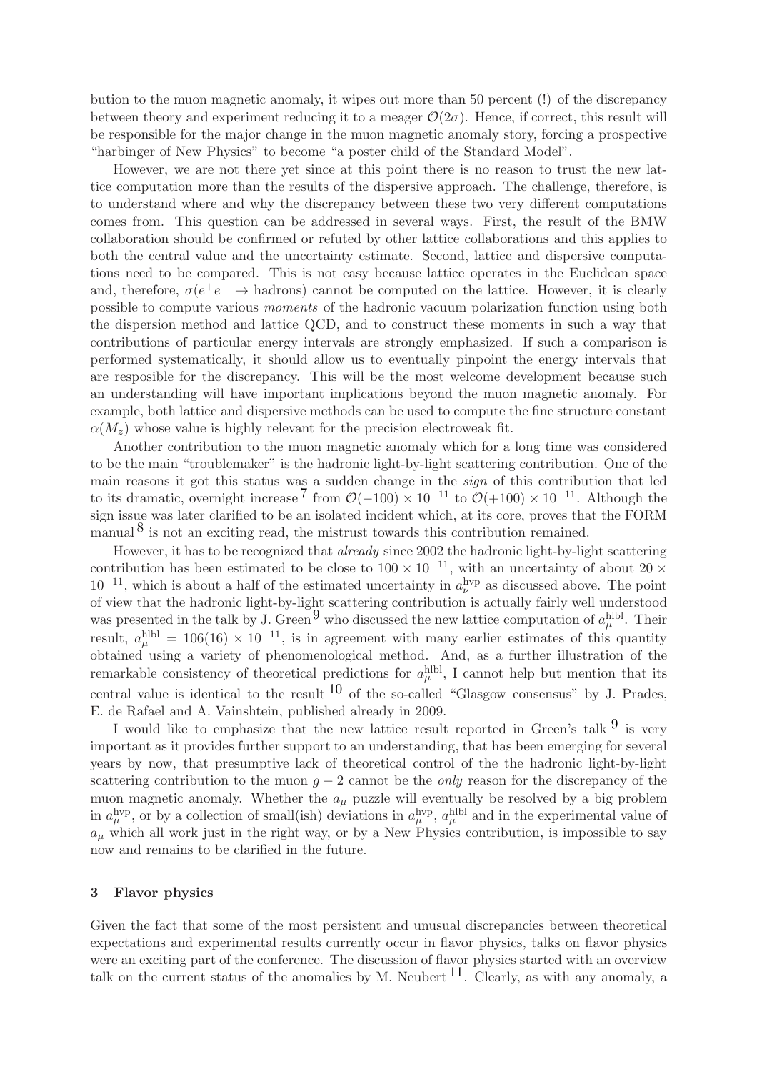bution to the muon magnetic anomaly, it wipes out more than 50 percent (!) of the discrepancy between theory and experiment reducing it to a meager $\mathcal{O}(2\sigma)$. Hence, if correct, this result will be responsible for the major change in the muon magnetic anomaly story, forcing a prospective "harbinger of New Physics" to become "a poster child of the Standard Model".

However, we are not there yet since at this point there is no reason to trust the new lattice computation more than the results of the dispersive approach. The challenge, therefore, is to understand where and why the discrepancy between these two very different computations comes from. This question can be addressed in several ways. First, the result of the BMW collaboration should be confirmed or refuted by other lattice collaborations and this applies to both the central value and the uncertainty estimate. Second, lattice and dispersive computations need to be compared. This is not easy because lattice operates in the Euclidean space and, therefore, $\sigma(e^+e^- \to \text{hadrons})$ cannot be computed on the lattice. However, it is clearly possible to compute various *moments* of the hadronic vacuum polarization function using both the dispersion method and lattice QCD, and to construct these moments in such a way that contributions of particular energy intervals are strongly emphasized. If such a comparison is performed systematically, it should allow us to eventually pinpoint the energy intervals that are resposible for the discrepancy. This will be the most welcome development because such an understanding will have important implications beyond the muon magnetic anomaly. For example, both lattice and dispersive methods can be used to compute the fine structure constant $\alpha(M_z)$ whose value is highly relevant for the precision electroweak fit.

Another contribution to the muon magnetic anomaly which for a long time was considered to be the main "troublemaker" is the hadronic light-by-light scattering contribution. One of the main reasons it got this status was a sudden change in the *sign* of this contribution that led to its dramatic, overnight increase [7] from $\mathcal{O}(-100) \times 10^{-11}$ to $\mathcal{O}(+100) \times 10^{-11}$. Although the sign issue was later clarified to be an isolated incident which, at its core, proves that the FORM manual [8] is not an exciting read, the mistrust towards this contribution remained.

However, it has to be recognized that *already* since 2002 the hadronic light-by-light scattering contribution has been estimated to be close to $100 \times 10^{-11}$, with an uncertainty of about $20 \times 10^{-11}$, which is about a half of the estimated uncertainty in $a_\nu^{\rm hvp}$ as discussed above. The point of view that the hadronic light-by-light scattering contribution is actually fairly well understood was presented in the talk by J. Green [9] who discussed the new lattice computation of $a_\mu^{\rm hlbl}$. Their result, $a_\mu^{\rm hlbl} = 106(16) \times 10^{-11}$, is in agreement with many earlier estimates of this quantity obtained using a variety of phenomenological method. And, as a further illustration of the remarkable consistency of theoretical predictions for $a_\mu^{\rm hlbl}$, I cannot help but mention that its central value is identical to the result [10] of the so-called "Glasgow consensus" by J. Prades, E. de Rafael and A. Vainshtein, published already in 2009.

I would like to emphasize that the new lattice result reported in Green's talk [9] is very important as it provides further support to an understanding, that has been emerging for several years by now, that presumptive lack of theoretical control of the the hadronic light-by-light scattering contribution to the muon $g-2$ cannot be the *only* reason for the discrepancy of the muon magnetic anomaly. Whether the $a_\mu$ puzzle will eventually be resolved by a big problem in $a_\mu^{\rm hvp}$, or by a collection of small(ish) deviations in $a_\mu^{\rm hvp}$, $a_\mu^{\rm hlbl}$ and in the experimental value of $a_\mu$ which all work just in the right way, or by a New Physics contribution, is impossible to say now and remains to be clarified in the future.

## 3 Flavor physics

Given the fact that some of the most persistent and unusual discrepancies between theoretical expectations and experimental results currently occur in flavor physics, talks on flavor physics were an exciting part of the conference. The discussion of flavor physics started with an overview talk on the current status of the anomalies by M. Neubert [11]. Clearly, as with any anomaly, a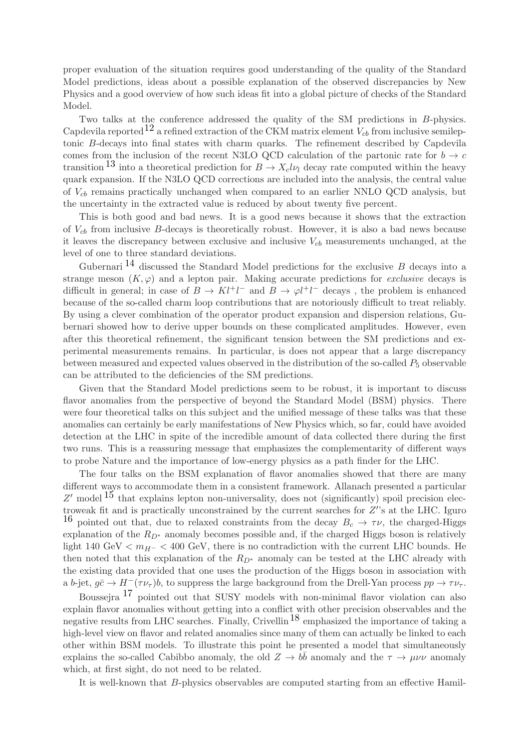proper evaluation of the situation requires good understanding of the quality of the Standard Model predictions, ideas about a possible explanation of the observed discrepancies by New Physics and a good overview of how such ideas fit into a global picture of checks of the Standard Model.

Two talks at the conference addressed the quality of the SM predictions in $B$-physics. Capdevila reported[12] a refined extraction of the CKM matrix element $V_{cb}$ from inclusive semileptonic $B$-decays into final states with charm quarks. The refinement described by Capdevila comes from the inclusion of the recent N3LO QCD calculation of the partonic rate for $b \to c$ transition[13] into a theoretical prediction for $B \to X_c l \nu_l$ decay rate computed within the heavy quark expansion. If the N3LO QCD corrections are included into the analysis, the central value of $V_{cb}$ remains practically unchanged when compared to an earlier NNLO QCD analysis, but the uncertainty in the extracted value is reduced by about twenty five percent.

This is both good and bad news. It is a good news because it shows that the extraction of $V_{cb}$ from inclusive $B$-decays is theoretically robust. However, it is also a bad news because it leaves the discrepancy between exclusive and inclusive $V_{cb}$ measurements unchanged, at the level of one to three standard deviations.

Gubernari[14] discussed the Standard Model predictions for the exclusive $B$ decays into a strange meson $(K, \varphi)$ and a lepton pair. Making accurate predictions for *exclusive* decays is difficult in general; in case of $B \to K l^+ l^-$ and $B \to \varphi l^+ l^-$ decays , the problem is enhanced because of the so-called charm loop contributions that are notoriously difficult to treat reliably. By using a clever combination of the operator product expansion and dispersion relations, Gubernari showed how to derive upper bounds on these complicated amplitudes. However, even after this theoretical refinement, the significant tension between the SM predictions and experimental measurements remains. In particular, is does not appear that a large discrepancy between measured and expected values observed in the distribution of the so-called $P_5$ observable can be attributed to the deficiencies of the SM predictions.

Given that the Standard Model predictions seem to be robust, it is important to discuss flavor anomalies from the perspective of beyond the Standard Model (BSM) physics. There were four theoretical talks on this subject and the unified message of these talks was that these anomalies can certainly be early manifestations of New Physics which, so far, could have avoided detection at the LHC in spite of the incredible amount of data collected there during the first two runs. This is a reassuring message that emphasizes the complementarity of different ways to probe Nature and the importance of low-energy physics as a path finder for the LHC.

The four talks on the BSM explanation of flavor anomalies showed that there are many different ways to accommodate them in a consistent framework. Allanach presented a particular $Z'$ model[15] that explains lepton non-universality, does not (significantly) spoil precision electroweak fit and is practically unconstrained by the current searches for $Z'$'s at the LHC. Iguro[16] pointed out that, due to relaxed constraints from the decay $B_c \to \tau \nu$, the charged-Higgs explanation of the $R_{D^*}$ anomaly becomes possible and, if the charged Higgs boson is relatively light 140 GeV $< m_{H^-} <$ 400 GeV, there is no contradiction with the current LHC bounds. He then noted that this explanation of the $R_{D^*}$ anomaly can be tested at the LHC already with the existing data provided that one uses the production of the Higgs boson in association with a $b$-jet, $g\bar{c} \to H^-(\tau \nu_\tau) b$, to suppress the large background from the Drell-Yan process $pp \to \tau \nu_\tau$.

Boussejra[17] pointed out that SUSY models with non-minimal flavor violation can also explain flavor anomalies without getting into a conflict with other precision observables and the negative results from LHC searches. Finally, Crivellin[18] emphasized the importance of taking a high-level view on flavor and related anomalies since many of them can actually be linked to each other within BSM models. To illustrate this point he presented a model that simultaneously explains the so-called Cabibbo anomaly, the old $Z \to b\bar{b}$ anomaly and the $\tau \to \mu \nu \nu$ anomaly which, at first sight, do not need to be related.

It is well-known that $B$-physics observables are computed starting from an effective Hamil-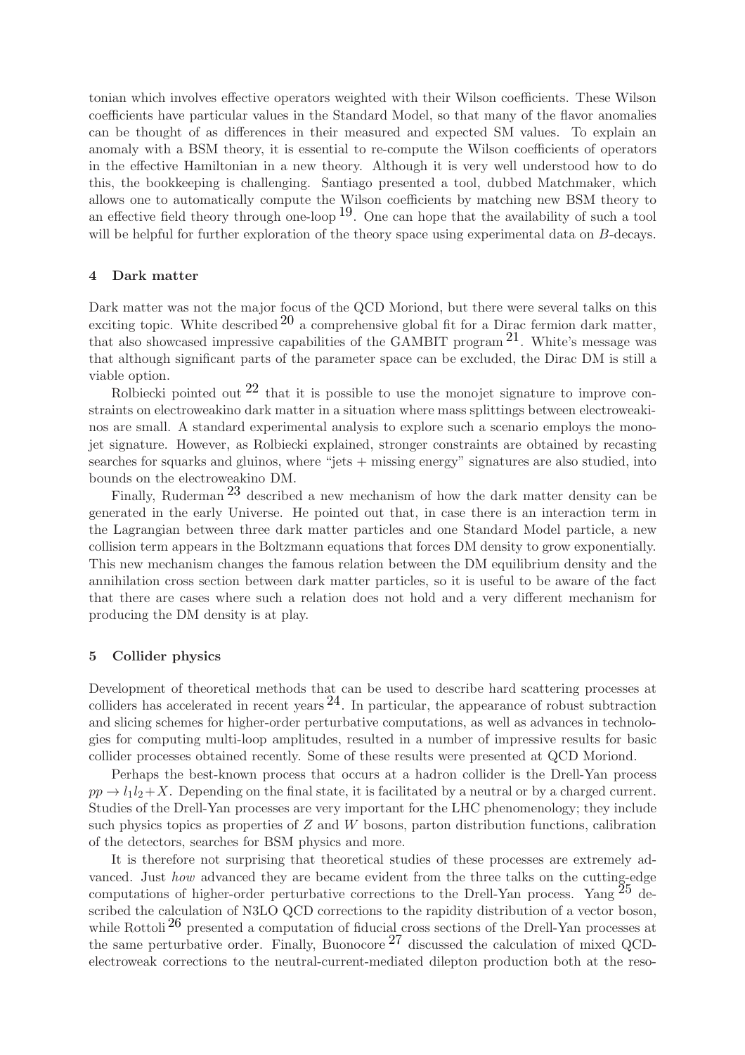tonian which involves effective operators weighted with their Wilson coefficients. These Wilson coefficients have particular values in the Standard Model, so that many of the flavor anomalies can be thought of as differences in their measured and expected SM values. To explain an anomaly with a BSM theory, it is essential to re-compute the Wilson coefficients of operators in the effective Hamiltonian in a new theory. Although it is very well understood how to do this, the bookkeeping is challenging. Santiago presented a tool, dubbed Matchmaker, which allows one to automatically compute the Wilson coefficients by matching new BSM theory to an effective field theory through one-loop [19]. One can hope that the availability of such a tool will be helpful for further exploration of the theory space using experimental data on $B$-decays.

## 4 Dark matter

Dark matter was not the major focus of the QCD Moriond, but there were several talks on this exciting topic. White described [20] a comprehensive global fit for a Dirac fermion dark matter, that also showcased impressive capabilities of the GAMBIT program [21]. White's message was that although significant parts of the parameter space can be excluded, the Dirac DM is still a viable option.

Rolbiecki pointed out [22] that it is possible to use the monojet signature to improve constraints on electroweakino dark matter in a situation where mass splittings between electroweakinos are small. A standard experimental analysis to explore such a scenario employs the monojet signature. However, as Rolbiecki explained, stronger constraints are obtained by recasting searches for squarks and gluinos, where "jets + missing energy" signatures are also studied, into bounds on the electroweakino DM.

Finally, Ruderman [23] described a new mechanism of how the dark matter density can be generated in the early Universe. He pointed out that, in case there is an interaction term in the Lagrangian between three dark matter particles and one Standard Model particle, a new collision term appears in the Boltzmann equations that forces DM density to grow exponentially. This new mechanism changes the famous relation between the DM equilibrium density and the annihilation cross section between dark matter particles, so it is useful to be aware of the fact that there are cases where such a relation does not hold and a very different mechanism for producing the DM density is at play.

## 5 Collider physics

Development of theoretical methods that can be used to describe hard scattering processes at colliders has accelerated in recent years [24]. In particular, the appearance of robust subtraction and slicing schemes for higher-order perturbative computations, as well as advances in technologies for computing multi-loop amplitudes, resulted in a number of impressive results for basic collider processes obtained recently. Some of these results were presented at QCD Moriond.

Perhaps the best-known process that occurs at a hadron collider is the Drell-Yan process $pp \to l_1 l_2 + X$. Depending on the final state, it is facilitated by a neutral or by a charged current. Studies of the Drell-Yan processes are very important for the LHC phenomenology; they include such physics topics as properties of $Z$ and $W$ bosons, parton distribution functions, calibration of the detectors, searches for BSM physics and more.

It is therefore not surprising that theoretical studies of these processes are extremely advanced. Just *how* advanced they are became evident from the three talks on the cutting-edge computations of higher-order perturbative corrections to the Drell-Yan process. Yang [25] described the calculation of N3LO QCD corrections to the rapidity distribution of a vector boson, while Rottoli [26] presented a computation of fiducial cross sections of the Drell-Yan processes at the same perturbative order. Finally, Buonocore [27] discussed the calculation of mixed QCD-electroweak corrections to the neutral-current-mediated dilepton production both at the reso-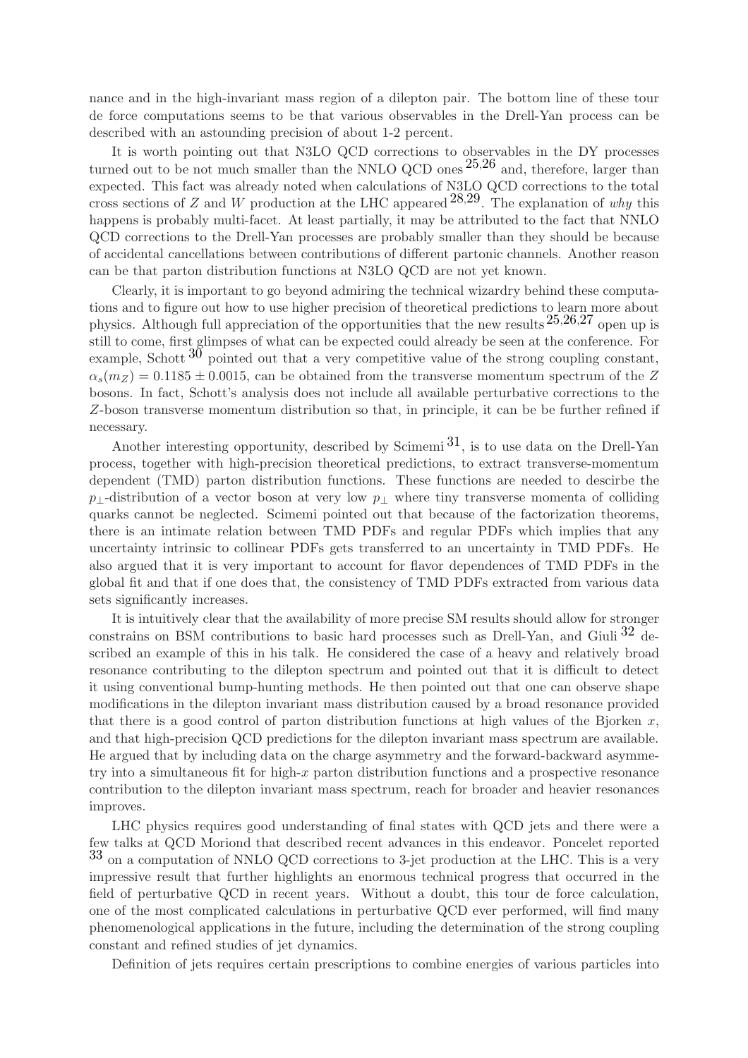nance and in the high-invariant mass region of a dilepton pair. The bottom line of these tour de force computations seems to be that various observables in the Drell-Yan process can be described with an astounding precision of about 1-2 percent.

It is worth pointing out that N3LO QCD corrections to observables in the DY processes turned out to be not much smaller than the NNLO QCD ones [25,26] and, therefore, larger than expected. This fact was already noted when calculations of N3LO QCD corrections to the total cross sections of $Z$ and $W$ production at the LHC appeared [28,29]. The explanation of *why* this happens is probably multi-facet. At least partially, it may be attributed to the fact that NNLO QCD corrections to the Drell-Yan processes are probably smaller than they should be because of accidental cancellations between contributions of different partonic channels. Another reason can be that parton distribution functions at N3LO QCD are not yet known.

Clearly, it is important to go beyond admiring the technical wizardry behind these computations and to figure out how to use higher precision of theoretical predictions to learn more about physics. Although full appreciation of the opportunities that the new results [25,26,27] open up is still to come, first glimpses of what can be expected could already be seen at the conference. For example, Schott [30] pointed out that a very competitive value of the strong coupling constant, $\alpha_s(m_Z) = 0.1185 \pm 0.0015$, can be obtained from the transverse momentum spectrum of the $Z$ bosons. In fact, Schott's analysis does not include all available perturbative corrections to the $Z$-boson transverse momentum distribution so that, in principle, it can be be further refined if necessary.

Another interesting opportunity, described by Scimemi [31], is to use data on the Drell-Yan process, together with high-precision theoretical predictions, to extract transverse-momentum dependent (TMD) parton distribution functions. These functions are needed to descirbe the $p_\perp$-distribution of a vector boson at very low $p_\perp$ where tiny transverse momenta of colliding quarks cannot be neglected. Scimemi pointed out that because of the factorization theorems, there is an intimate relation between TMD PDFs and regular PDFs which implies that any uncertainty intrinsic to collinear PDFs gets transferred to an uncertainty in TMD PDFs. He also argued that it is very important to account for flavor dependences of TMD PDFs in the global fit and that if one does that, the consistency of TMD PDFs extracted from various data sets significantly increases.

It is intuitively clear that the availability of more precise SM results should allow for stronger constrains on BSM contributions to basic hard processes such as Drell-Yan, and Giuli [32] described an example of this in his talk. He considered the case of a heavy and relatively broad resonance contributing to the dilepton spectrum and pointed out that it is difficult to detect it using conventional bump-hunting methods. He then pointed out that one can observe shape modifications in the dilepton invariant mass distribution caused by a broad resonance provided that there is a good control of parton distribution functions at high values of the Bjorken $x$, and that high-precision QCD predictions for the dilepton invariant mass spectrum are available. He argued that by including data on the charge asymmetry and the forward-backward asymmetry into a simultaneous fit for high-$x$ parton distribution functions and a prospective resonance contribution to the dilepton invariant mass spectrum, reach for broader and heavier resonances improves.

LHC physics requires good understanding of final states with QCD jets and there were a few talks at QCD Moriond that described recent advances in this endeavor. Poncelet reported [33] on a computation of NNLO QCD corrections to 3-jet production at the LHC. This is a very impressive result that further highlights an enormous technical progress that occurred in the field of perturbative QCD in recent years. Without a doubt, this tour de force calculation, one of the most complicated calculations in perturbative QCD ever performed, will find many phenomenological applications in the future, including the determination of the strong coupling constant and refined studies of jet dynamics.

Definition of jets requires certain prescriptions to combine energies of various particles into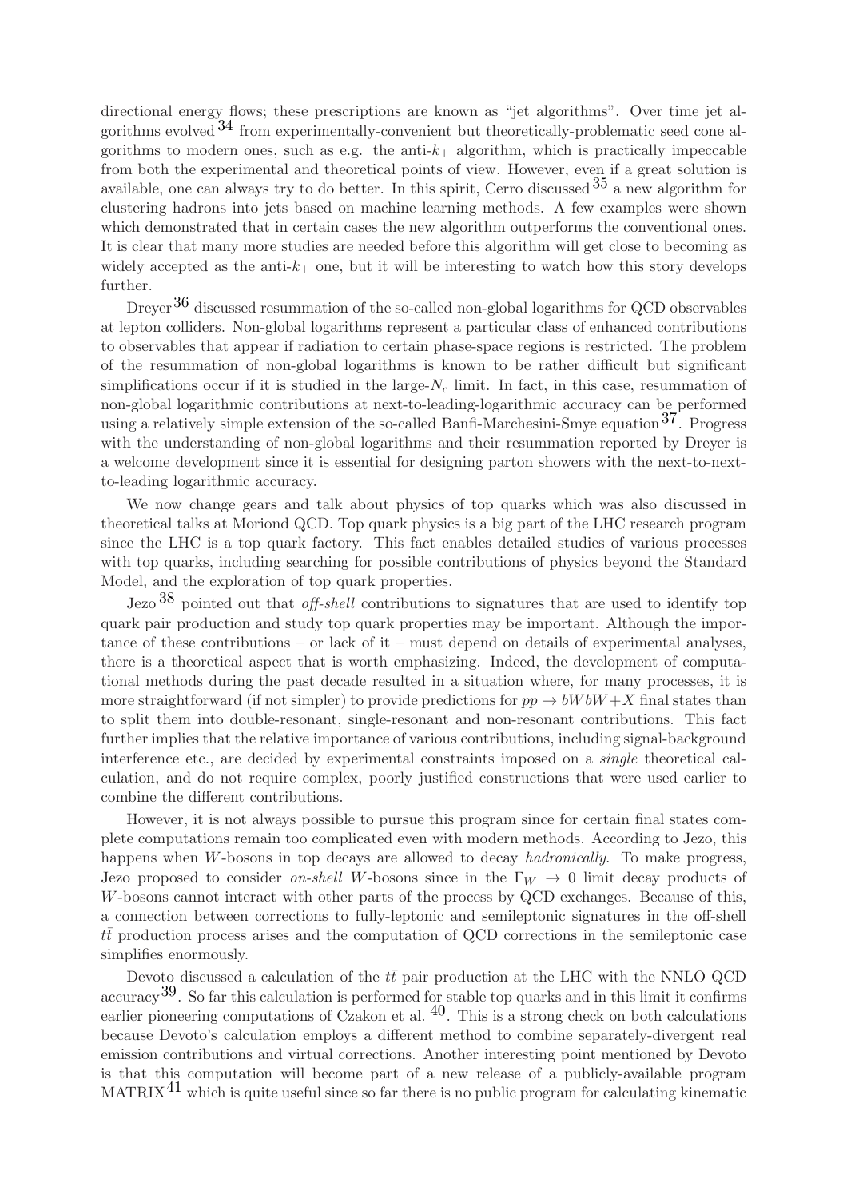directional energy flows; these prescriptions are known as "jet algorithms". Over time jet algorithms evolved [34] from experimentally-convenient but theoretically-problematic seed cone algorithms to modern ones, such as e.g. the anti-$k_\perp$ algorithm, which is practically impeccable from both the experimental and theoretical points of view. However, even if a great solution is available, one can always try to do better. In this spirit, Cerro discussed [35] a new algorithm for clustering hadrons into jets based on machine learning methods. A few examples were shown which demonstrated that in certain cases the new algorithm outperforms the conventional ones. It is clear that many more studies are needed before this algorithm will get close to becoming as widely accepted as the anti-$k_\perp$ one, but it will be interesting to watch how this story develops further.

Dreyer [36] discussed resummation of the so-called non-global logarithms for QCD observables at lepton colliders. Non-global logarithms represent a particular class of enhanced contributions to observables that appear if radiation to certain phase-space regions is restricted. The problem of the resummation of non-global logarithms is known to be rather difficult but significant simplifications occur if it is studied in the large-$N_c$ limit. In fact, in this case, resummation of non-global logarithmic contributions at next-to-leading-logarithmic accuracy can be performed using a relatively simple extension of the so-called Banfi-Marchesini-Smye equation [37]. Progress with the understanding of non-global logarithms and their resummation reported by Dreyer is a welcome development since it is essential for designing parton showers with the next-to-next-to-leading logarithmic accuracy.

We now change gears and talk about physics of top quarks which was also discussed in theoretical talks at Moriond QCD. Top quark physics is a big part of the LHC research program since the LHC is a top quark factory. This fact enables detailed studies of various processes with top quarks, including searching for possible contributions of physics beyond the Standard Model, and the exploration of top quark properties.

Jezo [38] pointed out that *off-shell* contributions to signatures that are used to identify top quark pair production and study top quark properties may be important. Although the importance of these contributions – or lack of it – must depend on details of experimental analyses, there is a theoretical aspect that is worth emphasizing. Indeed, the development of computational methods during the past decade resulted in a situation where, for many processes, it is more straightforward (if not simpler) to provide predictions for $pp \to bWbW + X$ final states than to split them into double-resonant, single-resonant and non-resonant contributions. This fact further implies that the relative importance of various contributions, including signal-background interference etc., are decided by experimental constraints imposed on a *single* theoretical calculation, and do not require complex, poorly justified constructions that were used earlier to combine the different contributions.

However, it is not always possible to pursue this program since for certain final states complete computations remain too complicated even with modern methods. According to Jezo, this happens when $W$-bosons in top decays are allowed to decay *hadronically*. To make progress, Jezo proposed to consider *on-shell* $W$-bosons since in the $\Gamma_W \to 0$ limit decay products of $W$-bosons cannot interact with other parts of the process by QCD exchanges. Because of this, a connection between corrections to fully-leptonic and semileptonic signatures in the off-shell $t\bar{t}$ production process arises and the computation of QCD corrections in the semileptonic case simplifies enormously.

Devoto discussed a calculation of the $t\bar{t}$ pair production at the LHC with the NNLO QCD accuracy [39]. So far this calculation is performed for stable top quarks and in this limit it confirms earlier pioneering computations of Czakon et al. [40]. This is a strong check on both calculations because Devoto's calculation employs a different method to combine separately-divergent real emission contributions and virtual corrections. Another interesting point mentioned by Devoto is that this computation will become part of a new release of a publicly-available program MATRIX [41] which is quite useful since so far there is no public program for calculating kinematic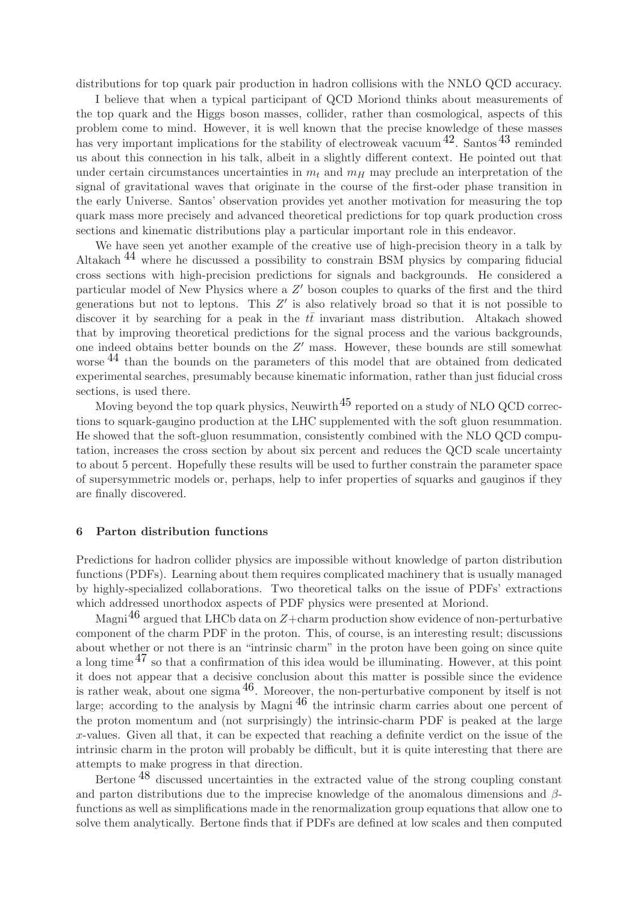distributions for top quark pair production in hadron collisions with the NNLO QCD accuracy.

I believe that when a typical participant of QCD Moriond thinks about measurements of the top quark and the Higgs boson masses, collider, rather than cosmological, aspects of this problem come to mind. However, it is well known that the precise knowledge of these masses has very important implications for the stability of electroweak vacuum [42]. Santos [43] reminded us about this connection in his talk, albeit in a slightly different context. He pointed out that under certain circumstances uncertainties in $m_t$ and $m_H$ may preclude an interpretation of the signal of gravitational waves that originate in the course of the first-oder phase transition in the early Universe. Santos' observation provides yet another motivation for measuring the top quark mass more precisely and advanced theoretical predictions for top quark production cross sections and kinematic distributions play a particular important role in this endeavor.

We have seen yet another example of the creative use of high-precision theory in a talk by Altakach [44] where he discussed a possibility to constrain BSM physics by comparing fiducial cross sections with high-precision predictions for signals and backgrounds. He considered a particular model of New Physics where a $Z'$ boson couples to quarks of the first and the third generations but not to leptons. This $Z'$ is also relatively broad so that it is not possible to discover it by searching for a peak in the $t\bar{t}$ invariant mass distribution. Altakach showed that by improving theoretical predictions for the signal process and the various backgrounds, one indeed obtains better bounds on the $Z'$ mass. However, these bounds are still somewhat worse [44] than the bounds on the parameters of this model that are obtained from dedicated experimental searches, presumably because kinematic information, rather than just fiducial cross sections, is used there.

Moving beyond the top quark physics, Neuwirth [45] reported on a study of NLO QCD corrections to squark-gaugino production at the LHC supplemented with the soft gluon resummation. He showed that the soft-gluon resummation, consistently combined with the NLO QCD computation, increases the cross section by about six percent and reduces the QCD scale uncertainty to about 5 percent. Hopefully these results will be used to further constrain the parameter space of supersymmetric models or, perhaps, help to infer properties of squarks and gauginos if they are finally discovered.

## 6 Parton distribution functions

Predictions for hadron collider physics are impossible without knowledge of parton distribution functions (PDFs). Learning about them requires complicated machinery that is usually managed by highly-specialized collaborations. Two theoretical talks on the issue of PDFs' extractions which addressed unorthodox aspects of PDF physics were presented at Moriond.

Magni [46] argued that LHCb data on $Z$+charm production show evidence of non-perturbative component of the charm PDF in the proton. This, of course, is an interesting result; discussions about whether or not there is an "intrinsic charm" in the proton have been going on since quite a long time [47] so that a confirmation of this idea would be illuminating. However, at this point it does not appear that a decisive conclusion about this matter is possible since the evidence is rather weak, about one sigma [46]. Moreover, the non-perturbative component by itself is not large; according to the analysis by Magni [46] the intrinsic charm carries about one percent of the proton momentum and (not surprisingly) the intrinsic-charm PDF is peaked at the large $x$-values. Given all that, it can be expected that reaching a definite verdict on the issue of the intrinsic charm in the proton will probably be difficult, but it is quite interesting that there are attempts to make progress in that direction.

Bertone [48] discussed uncertainties in the extracted value of the strong coupling constant and parton distributions due to the imprecise knowledge of the anomalous dimensions and $\beta$-functions as well as simplifications made in the renormalization group equations that allow one to solve them analytically. Bertone finds that if PDFs are defined at low scales and then computed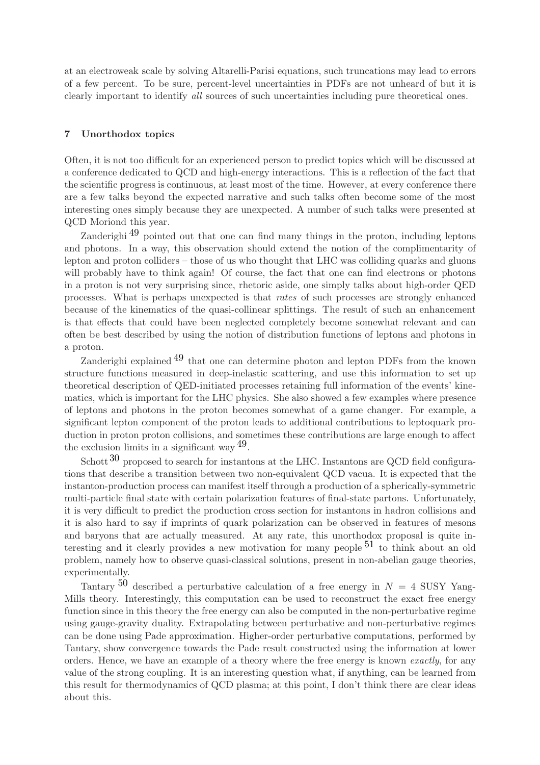at an electroweak scale by solving Altarelli-Parisi equations, such truncations may lead to errors of a few percent. To be sure, percent-level uncertainties in PDFs are not unheard of but it is clearly important to identify *all* sources of such uncertainties including pure theoretical ones.

## 7 Unorthodox topics

Often, it is not too difficult for an experienced person to predict topics which will be discussed at a conference dedicated to QCD and high-energy interactions. This is a reflection of the fact that the scientific progress is continuous, at least most of the time. However, at every conference there are a few talks beyond the expected narrative and such talks often become some of the most interesting ones simply because they are unexpected. A number of such talks were presented at QCD Moriond this year.

Zanderighi [49] pointed out that one can find many things in the proton, including leptons and photons. In a way, this observation should extend the notion of the complimentarity of lepton and proton colliders – those of us who thought that LHC was colliding quarks and gluons will probably have to think again! Of course, the fact that one can find electrons or photons in a proton is not very surprising since, rhetoric aside, one simply talks about high-order QED processes. What is perhaps unexpected is that *rates* of such processes are strongly enhanced because of the kinematics of the quasi-collinear splittings. The result of such an enhancement is that effects that could have been neglected completely become somewhat relevant and can often be best described by using the notion of distribution functions of leptons and photons in a proton.

Zanderighi explained [49] that one can determine photon and lepton PDFs from the known structure functions measured in deep-inelastic scattering, and use this information to set up theoretical description of QED-initiated processes retaining full information of the events' kinematics, which is important for the LHC physics. She also showed a few examples where presence of leptons and photons in the proton becomes somewhat of a game changer. For example, a significant lepton component of the proton leads to additional contributions to leptoquark production in proton proton collisions, and sometimes these contributions are large enough to affect the exclusion limits in a significant way [49].

Schott [30] proposed to search for instantons at the LHC. Instantons are QCD field configurations that describe a transition between two non-equivalent QCD vacua. It is expected that the instanton-production process can manifest itself through a production of a spherically-symmetric multi-particle final state with certain polarization features of final-state partons. Unfortunately, it is very difficult to predict the production cross section for instantons in hadron collisions and it is also hard to say if imprints of quark polarization can be observed in features of mesons and baryons that are actually measured. At any rate, this unorthodox proposal is quite interesting and it clearly provides a new motivation for many people [51] to think about an old problem, namely how to observe quasi-classical solutions, present in non-abelian gauge theories, experimentally.

Tantary [50] described a perturbative calculation of a free energy in $N = 4$ SUSY Yang-Mills theory. Interestingly, this computation can be used to reconstruct the exact free energy function since in this theory the free energy can also be computed in the non-perturbative regime using gauge-gravity duality. Extrapolating between perturbative and non-perturbative regimes can be done using Pade approximation. Higher-order perturbative computations, performed by Tantary, show convergence towards the Pade result constructed using the information at lower orders. Hence, we have an example of a theory where the free energy is known *exactly*, for any value of the strong coupling. It is an interesting question what, if anything, can be learned from this result for thermodynamics of QCD plasma; at this point, I don't think there are clear ideas about this.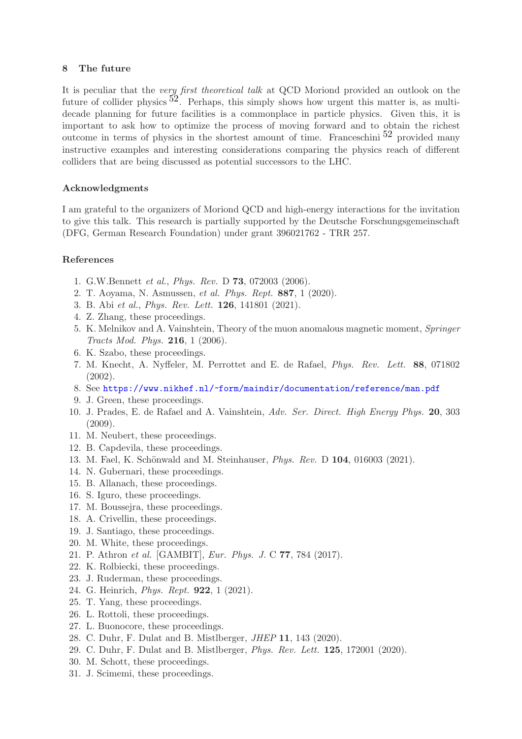## 8 The future

It is peculiar that the *very first theoretical talk* at QCD Moriond provided an outlook on the future of collider physics [52]. Perhaps, this simply shows how urgent this matter is, as multi-decade planning for future facilities is a commonplace in particle physics. Given this, it is important to ask how to optimize the process of moving forward and to obtain the richest outcome in terms of physics in the shortest amount of time. Franceschini [52] provided many instructive examples and interesting considerations comparing the physics reach of different colliders that are being discussed as potential successors to the LHC.

## Acknowledgments

I am grateful to the organizers of Moriond QCD and high-energy interactions for the invitation to give this talk. This research is partially supported by the Deutsche Forschungsgemeinschaft (DFG, German Research Foundation) under grant 396021762 - TRR 257.

## References

1. G.W.Bennett *et al.*, *Phys. Rev.* D **73**, 072003 (2006).
2. T. Aoyama, N. Asmussen, *et al. Phys. Rept.* **887**, 1 (2020).
3. B. Abi *et al.*, *Phys. Rev. Lett.* **126**, 141801 (2021).
4. Z. Zhang, these proceedings.
5. K. Melnikov and A. Vainshtein, Theory of the muon anomalous magnetic moment, *Springer Tracts Mod. Phys.* **216**, 1 (2006).
6. K. Szabo, these proceedings.
7. M. Knecht, A. Nyffeler, M. Perrottet and E. de Rafael, *Phys. Rev. Lett.* **88**, 071802 (2002).
8. See https://www.nikhef.nl/~form/maindir/documentation/reference/man.pdf
9. J. Green, these proceedings.
10. J. Prades, E. de Rafael and A. Vainshtein, *Adv. Ser. Direct. High Energy Phys.* **20**, 303 (2009).
11. M. Neubert, these proceedings.
12. B. Capdevila, these proceedings.
13. M. Fael, K. Schönwald and M. Steinhauser, *Phys. Rev.* D **104**, 016003 (2021).
14. N. Gubernari, these proceedings.
15. B. Allanach, these proceedings.
16. S. Iguro, these proceedings.
17. M. Boussejra, these proceedings.
18. A. Crivellin, these proceedings.
19. J. Santiago, these proceedings.
20. M. White, these proceedings.
21. P. Athron *et al.* [GAMBIT], *Eur. Phys. J.* C **77**, 784 (2017).
22. K. Rolbiecki, these proceedings.
23. J. Ruderman, these proceedings.
24. G. Heinrich, *Phys. Rept.* **922**, 1 (2021).
25. T. Yang, these proceedings.
26. L. Rottoli, these proceedings.
27. L. Buonocore, these proceedings.
28. C. Duhr, F. Dulat and B. Mistlberger, *JHEP* **11**, 143 (2020).
29. C. Duhr, F. Dulat and B. Mistlberger, *Phys. Rev. Lett.* **125**, 172001 (2020).
30. M. Schott, these proceedings.
31. J. Scimemi, these proceedings.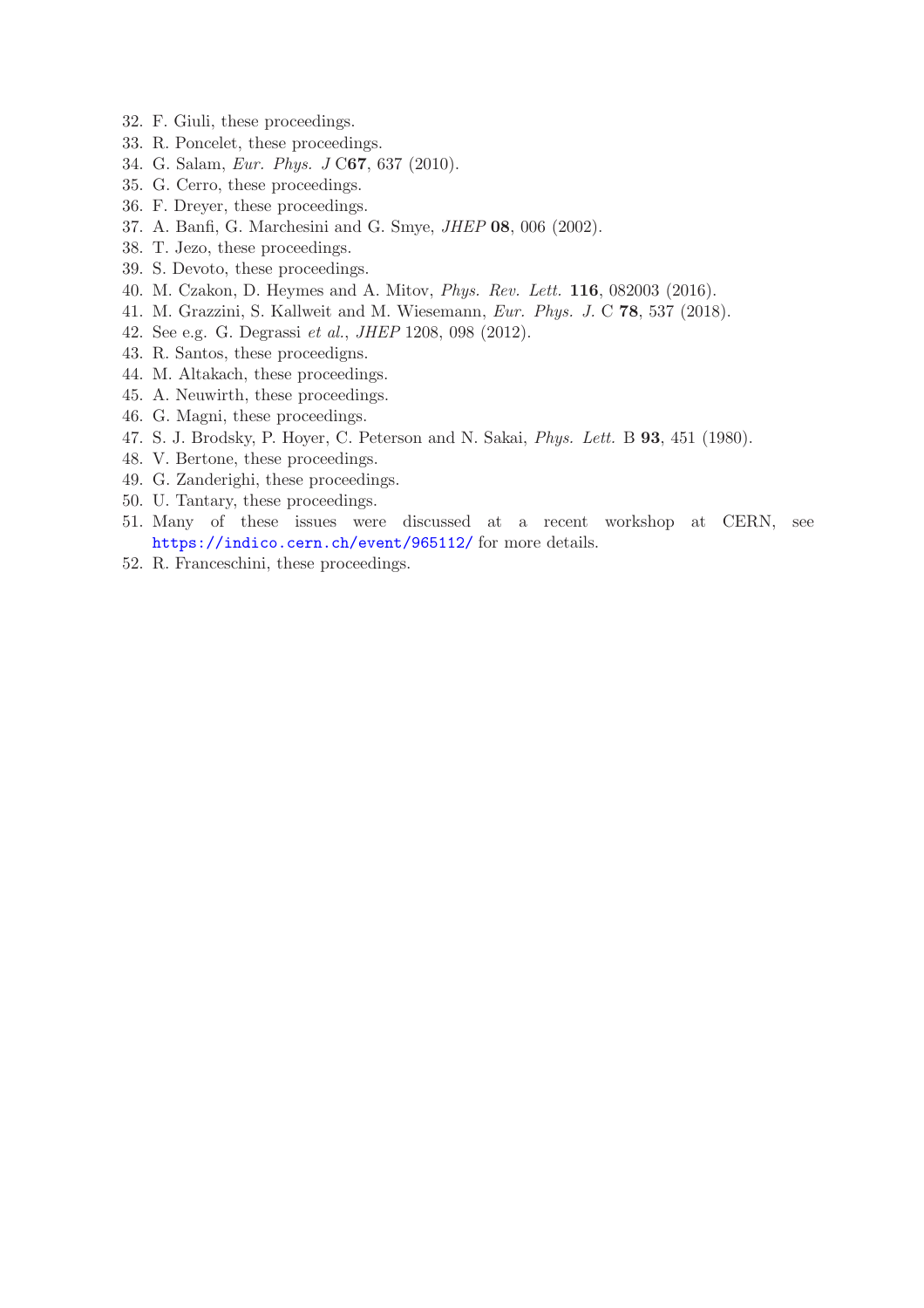32. F. Giuli, these proceedings.
33. R. Poncelet, these proceedings.
34. G. Salam, *Eur. Phys. J* C**67**, 637 (2010).
35. G. Cerro, these proceedings.
36. F. Dreyer, these proceedings.
37. A. Banfi, G. Marchesini and G. Smye, *JHEP* **08**, 006 (2002).
38. T. Jezo, these proceedings.
39. S. Devoto, these proceedings.
40. M. Czakon, D. Heymes and A. Mitov, *Phys. Rev. Lett.* **116**, 082003 (2016).
41. M. Grazzini, S. Kallweit and M. Wiesemann, *Eur. Phys. J.* C **78**, 537 (2018).
42. See e.g. G. Degrassi *et al.*, *JHEP* 1208, 098 (2012).
43. R. Santos, these proceedigns.
44. M. Altakach, these proceedings.
45. A. Neuwirth, these proceedings.
46. G. Magni, these proceedings.
47. S. J. Brodsky, P. Hoyer, C. Peterson and N. Sakai, *Phys. Lett.* B **93**, 451 (1980).
48. V. Bertone, these proceedings.
49. G. Zanderighi, these proceedings.
50. U. Tantary, these proceedings.
51. Many of these issues were discussed at a recent workshop at CERN, see https://indico.cern.ch/event/965112/ for more details.
52. R. Franceschini, these proceedings.